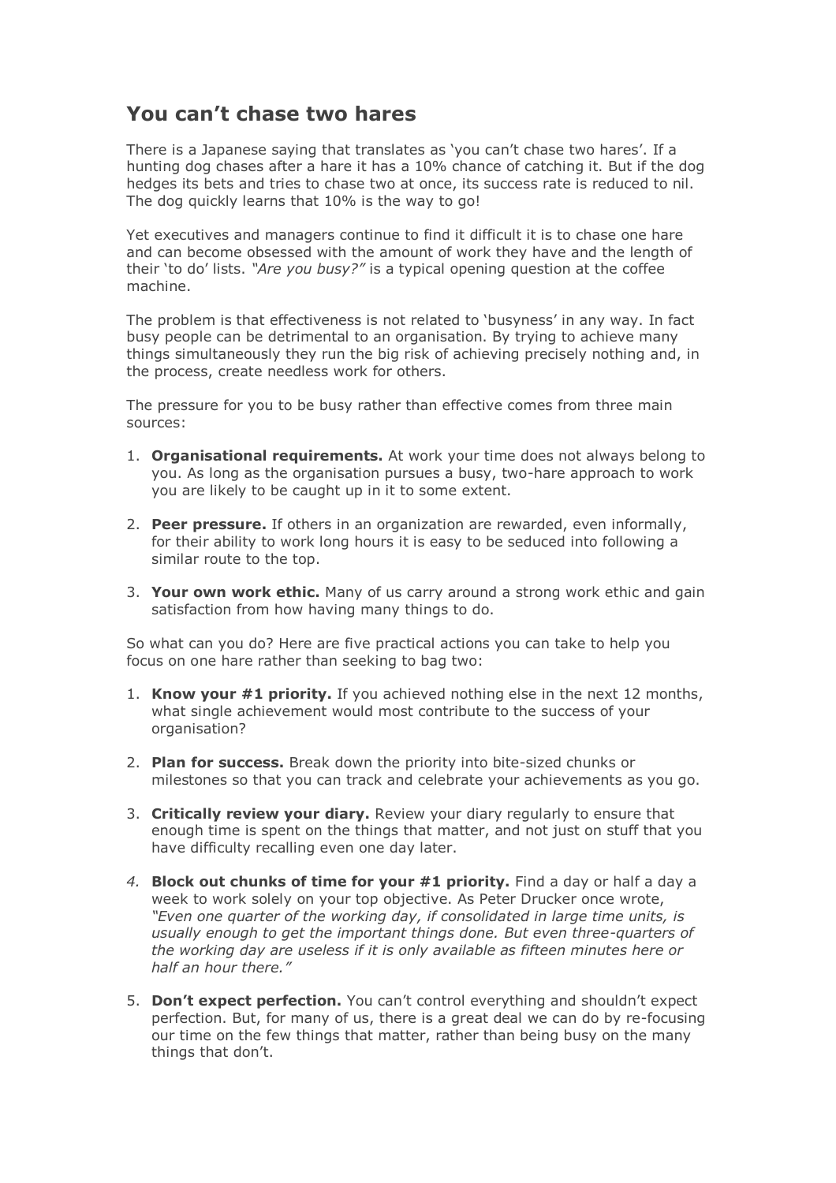## You can't chase two hares

There is a Japanese saying that translates as 'you can't chase two hares'. If a hunting dog chases after a hare it has a 10% chance of catching it. But if the dog hedges its bets and tries to chase two at once, its success rate is reduced to nil. The dog quickly learns that 10% is the way to go!

Yet executives and managers continue to find it difficult it is to chase one hare and can become obsessed with the amount of work they have and the length of their 'to do' lists. *"Are you busy?"* is a typical opening question at the coffee machine.

The problem is that effectiveness is not related to 'busyness' in any way. In fact busy people can be detrimental to an organisation. By trying to achieve many things simultaneously they run the big risk of achieving precisely nothing and, in the process, create needless work for others.

The pressure for you to be busy rather than effective comes from three main sources:

1. **Organisational requirements.** At work your time does not always belong to you. As long as the organisation pursues a busy, two-hare approach to work you are likely to be caught up in it to some extent.

2. **Peer pressure.** If others in an organization are rewarded, even informally, for their ability to work long hours it is easy to be seduced into following a similar route to the top.

3. **Your own work ethic.** Many of us carry around a strong work ethic and gain satisfaction from how having many things to do.

So what can you do? Here are five practical actions you can take to help you focus on one hare rather than seeking to bag two:

1. **Know your #1 priority.** If you achieved nothing else in the next 12 months, what single achievement would most contribute to the success of your organisation?

2. **Plan for success.** Break down the priority into bite-sized chunks or milestones so that you can track and celebrate your achievements as you go.

3. **Critically review your diary.** Review your diary regularly to ensure that enough time is spent on the things that matter, and not just on stuff that you have difficulty recalling even one day later.

4. **Block out chunks of time for your #1 priority.** Find a day or half a day a week to work solely on your top objective. As Peter Drucker once wrote, *"Even one quarter of the working day, if consolidated in large time units, is usually enough to get the important things done. But even three-quarters of the working day are useless if it is only available as fifteen minutes here or half an hour there."*

5. **Don't expect perfection.** You can't control everything and shouldn't expect perfection. But, for many of us, there is a great deal we can do by re-focusing our time on the few things that matter, rather than being busy on the many things that don't.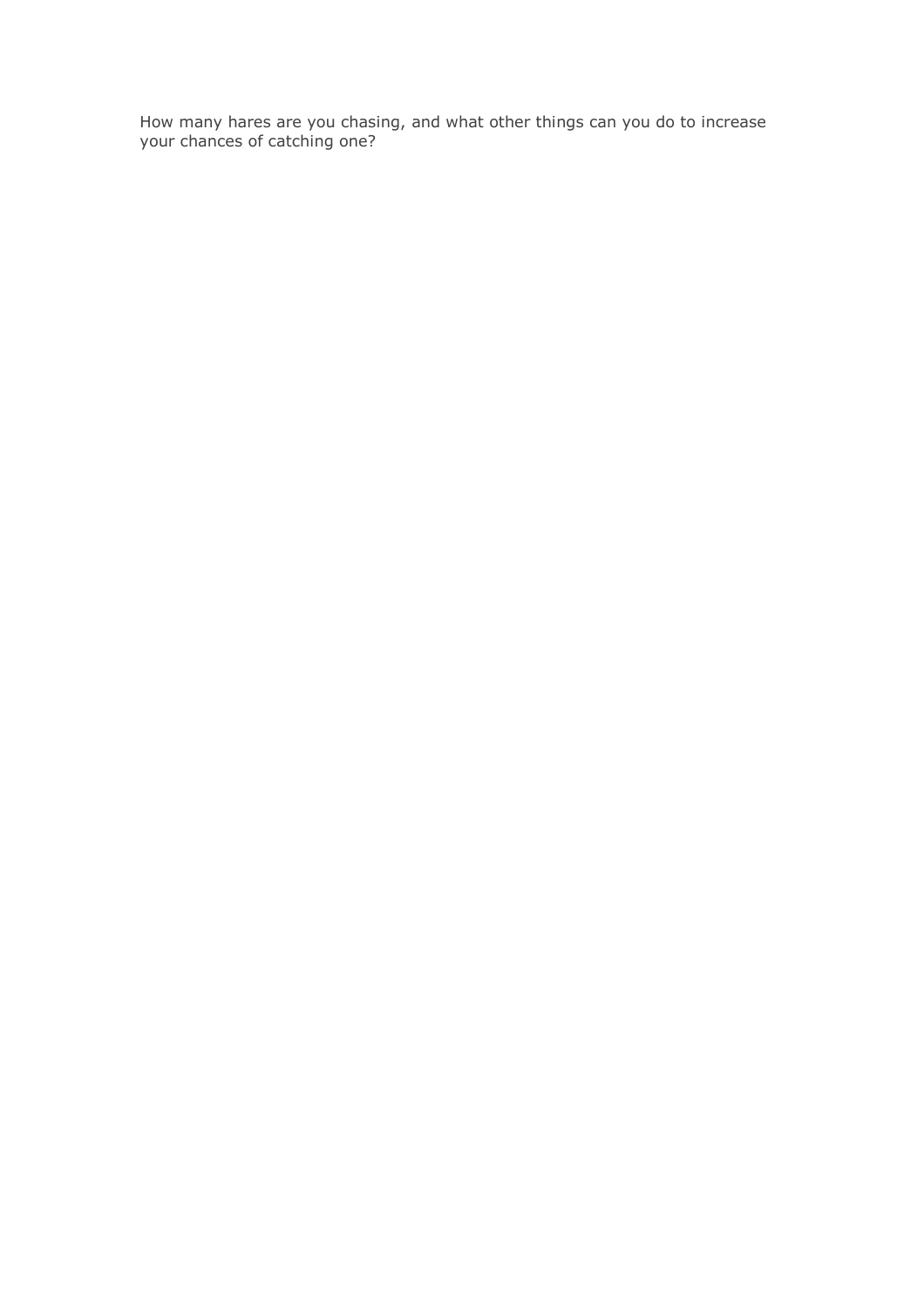How many hares are you chasing, and what other things can you do to increase your chances of catching one?